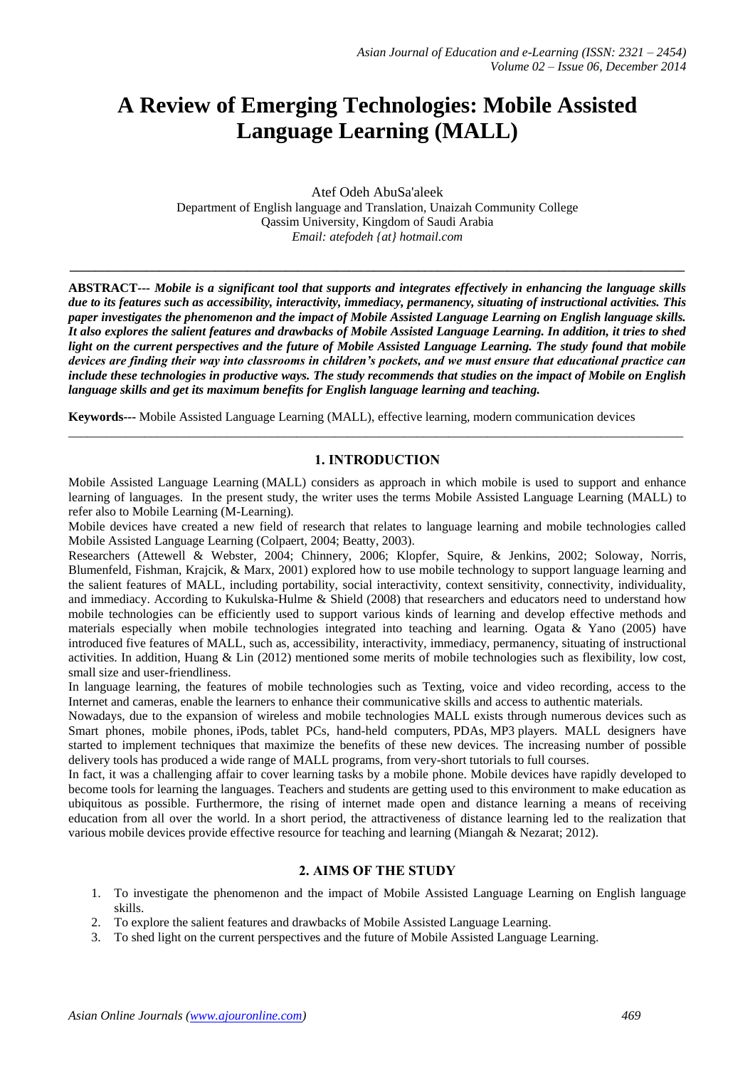# A Review of Emerging Technologies: Mobile Assisted Language Learning (MALL)

Atef Odeh AbuSa'aleek
Department of English language and Translation, Unaizah Community College
Qassim University, Kingdom of Saudi Arabia
*Email: atefodeh {at} hotmail.com*

---

**ABSTRACT---** ***Mobile is a significant tool that supports and integrates effectively in enhancing the language skills due to its features such as accessibility, interactivity, immediacy, permanency, situating of instructional activities. This paper investigates the phenomenon and the impact of Mobile Assisted Language Learning on English language skills. It also explores the salient features and drawbacks of Mobile Assisted Language Learning. In addition, it tries to shed light on the current perspectives and the future of Mobile Assisted Language Learning. The study found that mobile devices are finding their way into classrooms in children's pockets, and we must ensure that educational practice can include these technologies in productive ways. The study recommends that studies on the impact of Mobile on English language skills and get its maximum benefits for English language learning and teaching.***

**Keywords---** Mobile Assisted Language Learning (MALL), effective learning, modern communication devices

---

## 1. INTRODUCTION

Mobile Assisted Language Learning (MALL) considers as approach in which mobile is used to support and enhance learning of languages. In the present study, the writer uses the terms Mobile Assisted Language Learning (MALL) to refer also to Mobile Learning (M-Learning).

Mobile devices have created a new field of research that relates to language learning and mobile technologies called Mobile Assisted Language Learning (Colpaert, 2004; Beatty, 2003).

Researchers (Attewell & Webster, 2004; Chinnery, 2006; Klopfer, Squire, & Jenkins, 2002; Soloway, Norris, Blumenfeld, Fishman, Krajcik, & Marx, 2001) explored how to use mobile technology to support language learning and the salient features of MALL, including portability, social interactivity, context sensitivity, connectivity, individuality, and immediacy. According to Kukulska-Hulme & Shield (2008) that researchers and educators need to understand how mobile technologies can be efficiently used to support various kinds of learning and develop effective methods and materials especially when mobile technologies integrated into teaching and learning. Ogata & Yano (2005) have introduced five features of MALL, such as, accessibility, interactivity, immediacy, permanency, situating of instructional activities. In addition, Huang & Lin (2012) mentioned some merits of mobile technologies such as flexibility, low cost, small size and user-friendliness.

In language learning, the features of mobile technologies such as Texting, voice and video recording, access to the Internet and cameras, enable the learners to enhance their communicative skills and access to authentic materials.

Nowadays, due to the expansion of wireless and mobile technologies MALL exists through numerous devices such as Smart phones, mobile phones, iPods, tablet PCs, hand-held computers, PDAs, MP3 players. MALL designers have started to implement techniques that maximize the benefits of these new devices. The increasing number of possible delivery tools has produced a wide range of MALL programs, from very-short tutorials to full courses.

In fact, it was a challenging affair to cover learning tasks by a mobile phone. Mobile devices have rapidly developed to become tools for learning the languages. Teachers and students are getting used to this environment to make education as ubiquitous as possible. Furthermore, the rising of internet made open and distance learning a means of receiving education from all over the world. In a short period, the attractiveness of distance learning led to the realization that various mobile devices provide effective resource for teaching and learning (Miangah & Nezarat; 2012).

## 2. AIMS OF THE STUDY

1. To investigate the phenomenon and the impact of Mobile Assisted Language Learning on English language skills.
2. To explore the salient features and drawbacks of Mobile Assisted Language Learning.
3. To shed light on the current perspectives and the future of Mobile Assisted Language Learning.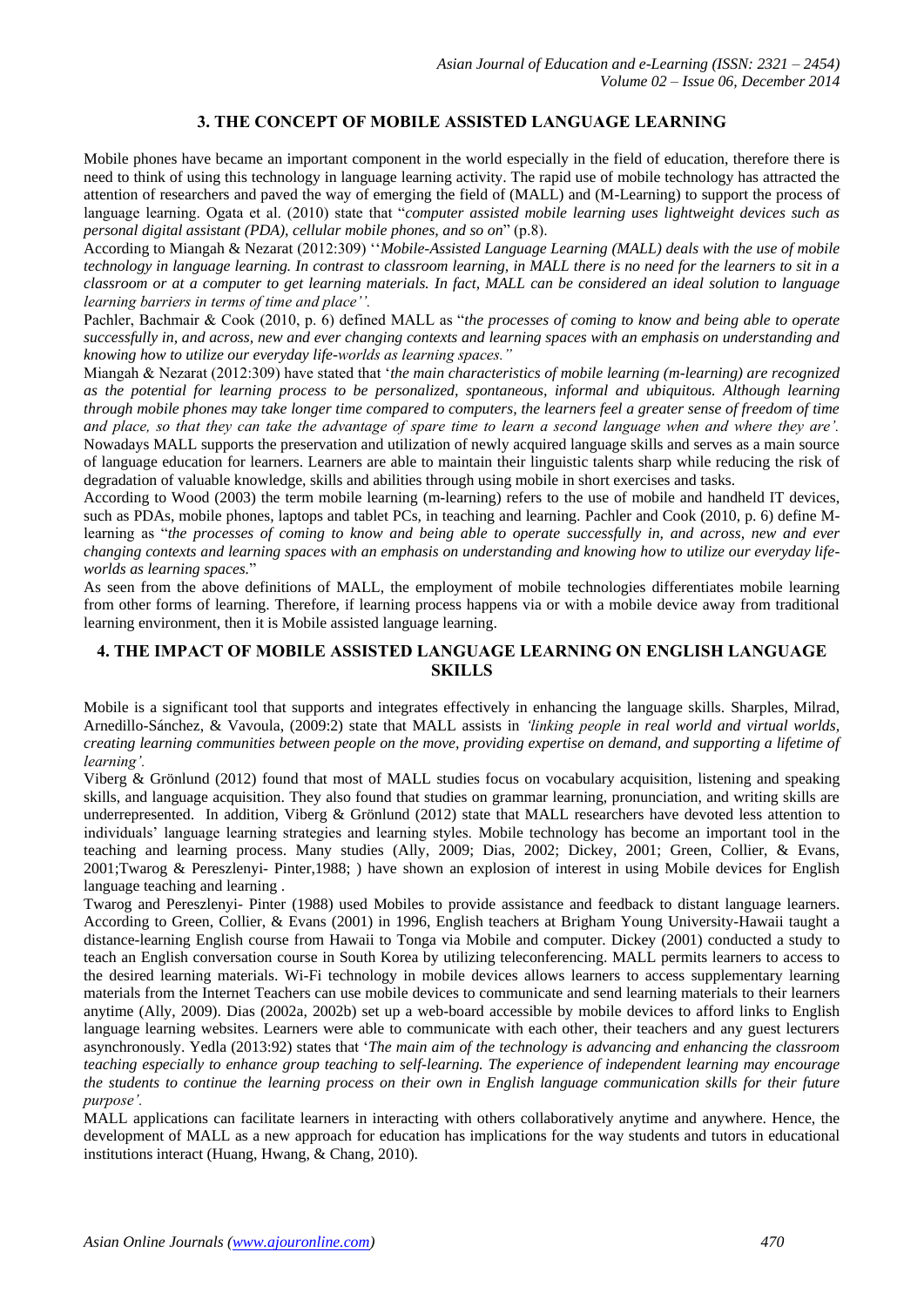## 3. THE CONCEPT OF MOBILE ASSISTED LANGUAGE LEARNING

Mobile phones have became an important component in the world especially in the field of education, therefore there is need to think of using this technology in language learning activity. The rapid use of mobile technology has attracted the attention of researchers and paved the way of emerging the field of (MALL) and (M-Learning) to support the process of language learning. Ogata et al. (2010) state that "*computer assisted mobile learning uses lightweight devices such as personal digital assistant (PDA), cellular mobile phones, and so on*" (p.8).

According to Miangah & Nezarat (2012:309) ''*Mobile-Assisted Language Learning (MALL) deals with the use of mobile technology in language learning. In contrast to classroom learning, in MALL there is no need for the learners to sit in a classroom or at a computer to get learning materials. In fact, MALL can be considered an ideal solution to language learning barriers in terms of time and place''.*

Pachler, Bachmair & Cook (2010, p. 6) defined MALL as "*the processes of coming to know and being able to operate successfully in, and across, new and ever changing contexts and learning spaces with an emphasis on understanding and knowing how to utilize our everyday life-worlds as learning spaces."*

Miangah & Nezarat (2012:309) have stated that '*the main characteristics of mobile learning (m-learning) are recognized as the potential for learning process to be personalized, spontaneous, informal and ubiquitous. Although learning through mobile phones may take longer time compared to computers, the learners feel a greater sense of freedom of time and place, so that they can take the advantage of spare time to learn a second language when and where they are'.*

Nowadays MALL supports the preservation and utilization of newly acquired language skills and serves as a main source of language education for learners. Learners are able to maintain their linguistic talents sharp while reducing the risk of degradation of valuable knowledge, skills and abilities through using mobile in short exercises and tasks.

According to Wood (2003) the term mobile learning (m-learning) refers to the use of mobile and handheld IT devices, such as PDAs, mobile phones, laptops and tablet PCs, in teaching and learning. Pachler and Cook (2010, p. 6) define M-learning as "*the processes of coming to know and being able to operate successfully in, and across, new and ever changing contexts and learning spaces with an emphasis on understanding and knowing how to utilize our everyday life-worlds as learning spaces.*"

As seen from the above definitions of MALL, the employment of mobile technologies differentiates mobile learning from other forms of learning. Therefore, if learning process happens via or with a mobile device away from traditional learning environment, then it is Mobile assisted language learning.

## 4. THE IMPACT OF MOBILE ASSISTED LANGUAGE LEARNING ON ENGLISH LANGUAGE SKILLS

Mobile is a significant tool that supports and integrates effectively in enhancing the language skills. Sharples, Milrad, Arnedillo-Sánchez, & Vavoula, (2009:2) state that MALL assists in *'linking people in real world and virtual worlds, creating learning communities between people on the move, providing expertise on demand, and supporting a lifetime of learning'.*

Viberg & Grönlund (2012) found that most of MALL studies focus on vocabulary acquisition, listening and speaking skills, and language acquisition. They also found that studies on grammar learning, pronunciation, and writing skills are underrepresented. In addition, Viberg & Grönlund (2012) state that MALL researchers have devoted less attention to individuals' language learning strategies and learning styles. Mobile technology has become an important tool in the teaching and learning process. Many studies (Ally, 2009; Dias, 2002; Dickey, 2001; Green, Collier, & Evans, 2001;Twarog & Pereszlenyi- Pinter,1988; ) have shown an explosion of interest in using Mobile devices for English language teaching and learning .

Twarog and Pereszlenyi- Pinter (1988) used Mobiles to provide assistance and feedback to distant language learners. According to Green, Collier, & Evans (2001) in 1996, English teachers at Brigham Young University-Hawaii taught a distance-learning English course from Hawaii to Tonga via Mobile and computer. Dickey (2001) conducted a study to teach an English conversation course in South Korea by utilizing teleconferencing. MALL permits learners to access to the desired learning materials. Wi-Fi technology in mobile devices allows learners to access supplementary learning materials from the Internet Teachers can use mobile devices to communicate and send learning materials to their learners anytime (Ally, 2009). Dias (2002a, 2002b) set up a web-board accessible by mobile devices to afford links to English language learning websites. Learners were able to communicate with each other, their teachers and any guest lecturers asynchronously. Yedla (2013:92) states that '*The main aim of the technology is advancing and enhancing the classroom teaching especially to enhance group teaching to self-learning. The experience of independent learning may encourage the students to continue the learning process on their own in English language communication skills for their future purpose'.*

MALL applications can facilitate learners in interacting with others collaboratively anytime and anywhere. Hence, the development of MALL as a new approach for education has implications for the way students and tutors in educational institutions interact (Huang, Hwang, & Chang, 2010).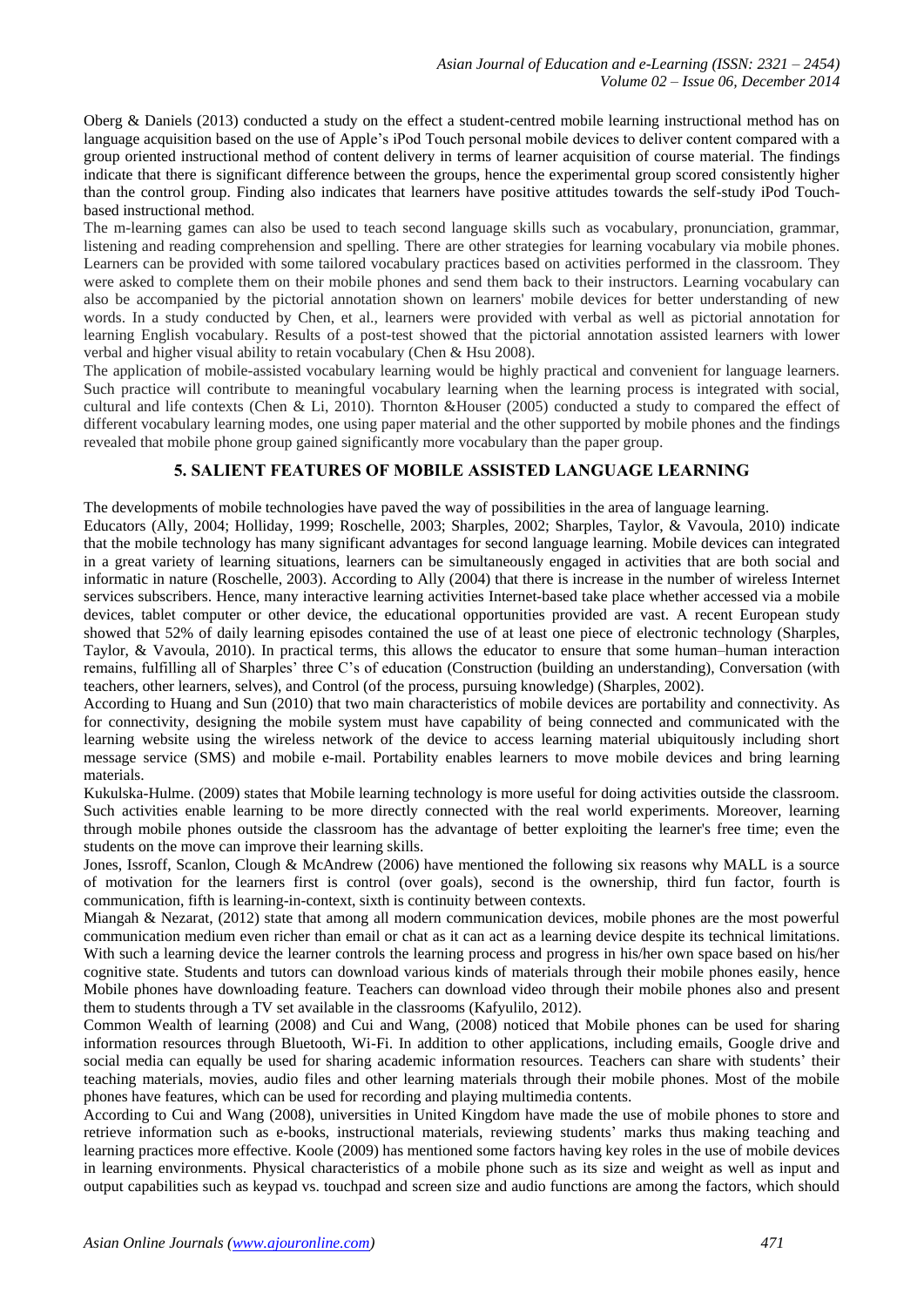Oberg & Daniels (2013) conducted a study on the effect a student-centred mobile learning instructional method has on language acquisition based on the use of Apple's iPod Touch personal mobile devices to deliver content compared with a group oriented instructional method of content delivery in terms of learner acquisition of course material. The findings indicate that there is significant difference between the groups, hence the experimental group scored consistently higher than the control group. Finding also indicates that learners have positive attitudes towards the self-study iPod Touch-based instructional method.

The m-learning games can also be used to teach second language skills such as vocabulary, pronunciation, grammar, listening and reading comprehension and spelling. There are other strategies for learning vocabulary via mobile phones. Learners can be provided with some tailored vocabulary practices based on activities performed in the classroom. They were asked to complete them on their mobile phones and send them back to their instructors. Learning vocabulary can also be accompanied by the pictorial annotation shown on learners' mobile devices for better understanding of new words. In a study conducted by Chen, et al., learners were provided with verbal as well as pictorial annotation for learning English vocabulary. Results of a post-test showed that the pictorial annotation assisted learners with lower verbal and higher visual ability to retain vocabulary (Chen & Hsu 2008).

The application of mobile-assisted vocabulary learning would be highly practical and convenient for language learners. Such practice will contribute to meaningful vocabulary learning when the learning process is integrated with social, cultural and life contexts (Chen & Li, 2010). Thornton &Houser (2005) conducted a study to compared the effect of different vocabulary learning modes, one using paper material and the other supported by mobile phones and the findings revealed that mobile phone group gained significantly more vocabulary than the paper group.

## 5. SALIENT FEATURES OF MOBILE ASSISTED LANGUAGE LEARNING

The developments of mobile technologies have paved the way of possibilities in the area of language learning.

Educators (Ally, 2004; Holliday, 1999; Roschelle, 2003; Sharples, 2002; Sharples, Taylor, & Vavoula, 2010) indicate that the mobile technology has many significant advantages for second language learning. Mobile devices can integrated in a great variety of learning situations, learners can be simultaneously engaged in activities that are both social and informatic in nature (Roschelle, 2003). According to Ally (2004) that there is increase in the number of wireless Internet services subscribers. Hence, many interactive learning activities Internet-based take place whether accessed via a mobile devices, tablet computer or other device, the educational opportunities provided are vast. A recent European study showed that 52% of daily learning episodes contained the use of at least one piece of electronic technology (Sharples, Taylor, & Vavoula, 2010). In practical terms, this allows the educator to ensure that some human–human interaction remains, fulfilling all of Sharples' three C's of education (Construction (building an understanding), Conversation (with teachers, other learners, selves), and Control (of the process, pursuing knowledge) (Sharples, 2002).

According to Huang and Sun (2010) that two main characteristics of mobile devices are portability and connectivity. As for connectivity, designing the mobile system must have capability of being connected and communicated with the learning website using the wireless network of the device to access learning material ubiquitously including short message service (SMS) and mobile e-mail. Portability enables learners to move mobile devices and bring learning materials.

Kukulska-Hulme. (2009) states that Mobile learning technology is more useful for doing activities outside the classroom. Such activities enable learning to be more directly connected with the real world experiments. Moreover, learning through mobile phones outside the classroom has the advantage of better exploiting the learner's free time; even the students on the move can improve their learning skills.

Jones, Issroff, Scanlon, Clough & McAndrew (2006) have mentioned the following six reasons why MALL is a source of motivation for the learners first is control (over goals), second is the ownership, third fun factor, fourth is communication, fifth is learning-in-context, sixth is continuity between contexts.

Miangah & Nezarat, (2012) state that among all modern communication devices, mobile phones are the most powerful communication medium even richer than email or chat as it can act as a learning device despite its technical limitations. With such a learning device the learner controls the learning process and progress in his/her own space based on his/her cognitive state. Students and tutors can download various kinds of materials through their mobile phones easily, hence Mobile phones have downloading feature. Teachers can download video through their mobile phones also and present them to students through a TV set available in the classrooms (Kafyulilo, 2012).

Common Wealth of learning (2008) and Cui and Wang, (2008) noticed that Mobile phones can be used for sharing information resources through Bluetooth, Wi-Fi. In addition to other applications, including emails, Google drive and social media can equally be used for sharing academic information resources. Teachers can share with students' their teaching materials, movies, audio files and other learning materials through their mobile phones. Most of the mobile phones have features, which can be used for recording and playing multimedia contents.

According to Cui and Wang (2008), universities in United Kingdom have made the use of mobile phones to store and retrieve information such as e-books, instructional materials, reviewing students' marks thus making teaching and learning practices more effective. Koole (2009) has mentioned some factors having key roles in the use of mobile devices in learning environments. Physical characteristics of a mobile phone such as its size and weight as well as input and output capabilities such as keypad vs. touchpad and screen size and audio functions are among the factors, which should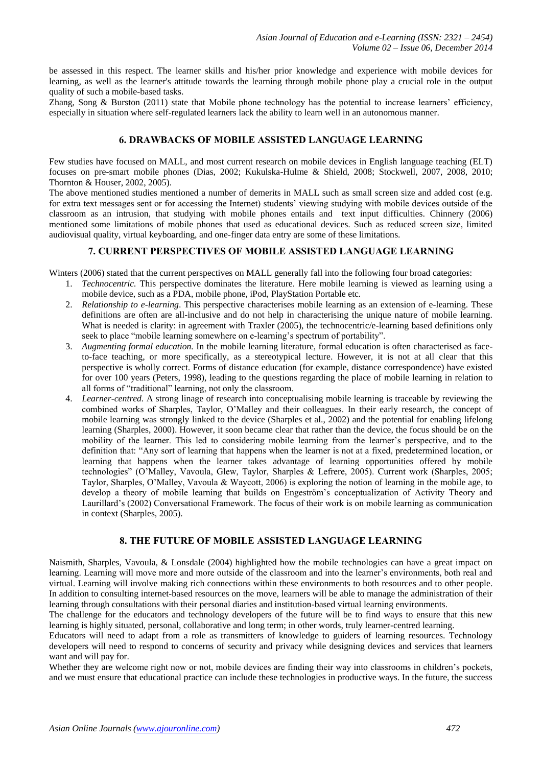be assessed in this respect. The learner skills and his/her prior knowledge and experience with mobile devices for learning, as well as the learner's attitude towards the learning through mobile phone play a crucial role in the output quality of such a mobile-based tasks.

Zhang, Song & Burston (2011) state that Mobile phone technology has the potential to increase learners' efficiency, especially in situation where self-regulated learners lack the ability to learn well in an autonomous manner.

## 6. DRAWBACKS OF MOBILE ASSISTED LANGUAGE LEARNING

Few studies have focused on MALL, and most current research on mobile devices in English language teaching (ELT) focuses on pre-smart mobile phones (Dias, 2002; Kukulska-Hulme & Shield, 2008; Stockwell, 2007, 2008, 2010; Thornton & Houser, 2002, 2005).

The above mentioned studies mentioned a number of demerits in MALL such as small screen size and added cost (e.g. for extra text messages sent or for accessing the Internet) students' viewing studying with mobile devices outside of the classroom as an intrusion, that studying with mobile phones entails and text input difficulties. Chinnery (2006) mentioned some limitations of mobile phones that used as educational devices. Such as reduced screen size, limited audiovisual quality, virtual keyboarding, and one-finger data entry are some of these limitations.

## 7. CURRENT PERSPECTIVES OF MOBILE ASSISTED LANGUAGE LEARNING

Winters (2006) stated that the current perspectives on MALL generally fall into the following four broad categories:

1. *Technocentric.* This perspective dominates the literature. Here mobile learning is viewed as learning using a mobile device, such as a PDA, mobile phone, iPod, PlayStation Portable etc.
2. *Relationship to e-learning.* This perspective characterises mobile learning as an extension of e-learning. These definitions are often are all-inclusive and do not help in characterising the unique nature of mobile learning. What is needed is clarity: in agreement with Traxler (2005), the technocentric/e-learning based definitions only seek to place "mobile learning somewhere on e-learning's spectrum of portability".
3. *Augmenting formal education.* In the mobile learning literature, formal education is often characterised as face-to-face teaching, or more specifically, as a stereotypical lecture. However, it is not at all clear that this perspective is wholly correct. Forms of distance education (for example, distance correspondence) have existed for over 100 years (Peters, 1998), leading to the questions regarding the place of mobile learning in relation to all forms of "traditional" learning, not only the classroom.
4. *Learner-centred.* A strong linage of research into conceptualising mobile learning is traceable by reviewing the combined works of Sharples, Taylor, O'Malley and their colleagues. In their early research, the concept of mobile learning was strongly linked to the device (Sharples et al., 2002) and the potential for enabling lifelong learning (Sharples, 2000). However, it soon became clear that rather than the device, the focus should be on the mobility of the learner. This led to considering mobile learning from the learner's perspective, and to the definition that: "Any sort of learning that happens when the learner is not at a fixed, predetermined location, or learning that happens when the learner takes advantage of learning opportunities offered by mobile technologies" (O'Malley, Vavoula, Glew, Taylor, Sharples & Lefrere, 2005). Current work (Sharples, 2005; Taylor, Sharples, O'Malley, Vavoula & Waycott, 2006) is exploring the notion of learning in the mobile age, to develop a theory of mobile learning that builds on Engeström's conceptualization of Activity Theory and Laurillard's (2002) Conversational Framework. The focus of their work is on mobile learning as communication in context (Sharples, 2005).

## 8. THE FUTURE OF MOBILE ASSISTED LANGUAGE LEARNING

Naismith, Sharples, Vavoula, & Lonsdale (2004) highlighted how the mobile technologies can have a great impact on learning. Learning will move more and more outside of the classroom and into the learner's environments, both real and virtual. Learning will involve making rich connections within these environments to both resources and to other people. In addition to consulting internet-based resources on the move, learners will be able to manage the administration of their learning through consultations with their personal diaries and institution-based virtual learning environments.

The challenge for the educators and technology developers of the future will be to find ways to ensure that this new learning is highly situated, personal, collaborative and long term; in other words, truly learner-centred learning.

Educators will need to adapt from a role as transmitters of knowledge to guiders of learning resources. Technology developers will need to respond to concerns of security and privacy while designing devices and services that learners want and will pay for.

Whether they are welcome right now or not, mobile devices are finding their way into classrooms in children's pockets, and we must ensure that educational practice can include these technologies in productive ways. In the future, the success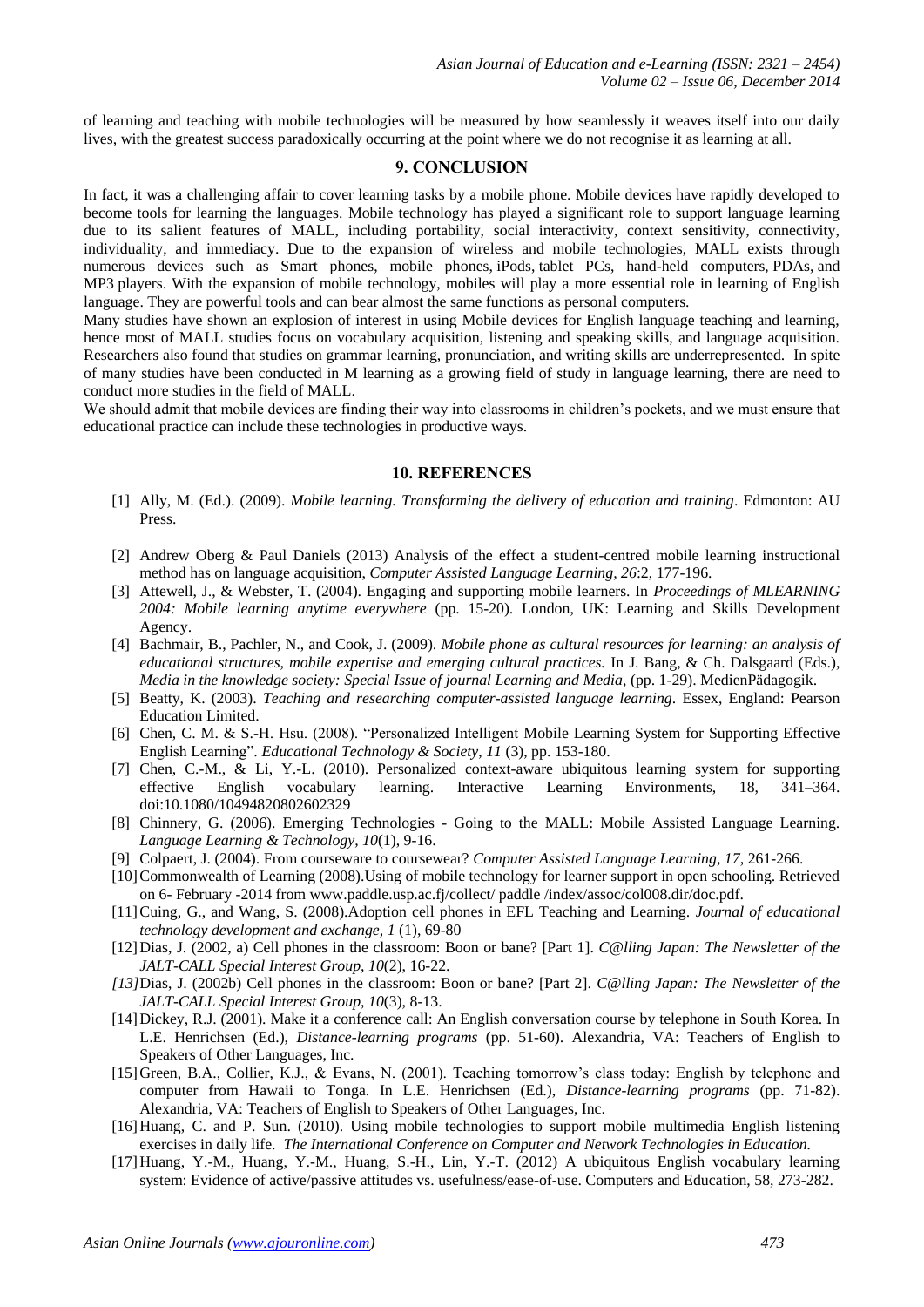of learning and teaching with mobile technologies will be measured by how seamlessly it weaves itself into our daily lives, with the greatest success paradoxically occurring at the point where we do not recognise it as learning at all.

## 9. CONCLUSION

In fact, it was a challenging affair to cover learning tasks by a mobile phone. Mobile devices have rapidly developed to become tools for learning the languages. Mobile technology has played a significant role to support language learning due to its salient features of MALL, including portability, social interactivity, context sensitivity, connectivity, individuality, and immediacy. Due to the expansion of wireless and mobile technologies, MALL exists through numerous devices such as Smart phones, mobile phones, iPods, tablet PCs, hand-held computers, PDAs, and MP3 players. With the expansion of mobile technology, mobiles will play a more essential role in learning of English language. They are powerful tools and can bear almost the same functions as personal computers.

Many studies have shown an explosion of interest in using Mobile devices for English language teaching and learning, hence most of MALL studies focus on vocabulary acquisition, listening and speaking skills, and language acquisition. Researchers also found that studies on grammar learning, pronunciation, and writing skills are underrepresented. In spite of many studies have been conducted in M learning as a growing field of study in language learning, there are need to conduct more studies in the field of MALL.

We should admit that mobile devices are finding their way into classrooms in children's pockets, and we must ensure that educational practice can include these technologies in productive ways.

## 10. REFERENCES

[1] Ally, M. (Ed.). (2009). *Mobile learning. Transforming the delivery of education and training*. Edmonton: AU Press.

[2] Andrew Oberg & Paul Daniels (2013) Analysis of the effect a student-centred mobile learning instructional method has on language acquisition, *Computer Assisted Language Learning, 26*:2, 177-196.

[3] Attewell, J., & Webster, T. (2004). Engaging and supporting mobile learners. In *Proceedings of MLEARNING 2004: Mobile learning anytime everywhere* (pp. 15-20). London, UK: Learning and Skills Development Agency.

[4] Bachmair, B., Pachler, N., and Cook, J. (2009). *Mobile phone as cultural resources for learning: an analysis of educational structures, mobile expertise and emerging cultural practices.* In J. Bang, & Ch. Dalsgaard (Eds.), *Media in the knowledge society: Special Issue of journal Learning and Media*, (pp. 1-29). MedienPädagogik.

[5] Beatty, K. (2003). *Teaching and researching computer-assisted language learning*. Essex, England: Pearson Education Limited.

[6] Chen, C. M. & S.-H. Hsu. (2008). "Personalized Intelligent Mobile Learning System for Supporting Effective English Learning". *Educational Technology & Society, 11* (3), pp. 153-180.

[7] Chen, C.-M., & Li, Y.-L. (2010). Personalized context-aware ubiquitous learning system for supporting effective English vocabulary learning. Interactive Learning Environments, 18, 341–364. doi:10.1080/10494820802602329

[8] Chinnery, G. (2006). Emerging Technologies - Going to the MALL: Mobile Assisted Language Learning. *Language Learning & Technology, 10*(1), 9-16.

[9] Colpaert, J. (2004). From courseware to coursewear? *Computer Assisted Language Learning, 17*, 261-266.

[10] Commonwealth of Learning (2008).Using of mobile technology for learner support in open schooling. Retrieved on 6- February -2014 from www.paddle.usp.ac.fj/collect/ paddle /index/assoc/col008.dir/doc.pdf.

[11] Cuing, G., and Wang, S. (2008).Adoption cell phones in EFL Teaching and Learning. *Journal of educational technology development and exchange, 1* (1), 69-80

[12] Dias, J. (2002, a) Cell phones in the classroom: Boon or bane? [Part 1]. *C@lling Japan: The Newsletter of the JALT-CALL Special Interest Group, 10*(2), 16-22.

*[13]* Dias, J. (2002b) Cell phones in the classroom: Boon or bane? [Part 2]. *C@lling Japan: The Newsletter of the JALT-CALL Special Interest Group, 10*(3), 8-13.

[14] Dickey, R.J. (2001). Make it a conference call: An English conversation course by telephone in South Korea. In L.E. Henrichsen (Ed.), *Distance-learning programs* (pp. 51-60). Alexandria, VA: Teachers of English to Speakers of Other Languages, Inc.

[15] Green, B.A., Collier, K.J., & Evans, N. (2001). Teaching tomorrow's class today: English by telephone and computer from Hawaii to Tonga. In L.E. Henrichsen (Ed.), *Distance-learning programs* (pp. 71-82). Alexandria, VA: Teachers of English to Speakers of Other Languages, Inc.

[16] Huang, C. and P. Sun. (2010). Using mobile technologies to support mobile multimedia English listening exercises in daily life. *The International Conference on Computer and Network Technologies in Education.*

[17] Huang, Y.-M., Huang, Y.-M., Huang, S.-H., Lin, Y.-T. (2012) A ubiquitous English vocabulary learning system: Evidence of active/passive attitudes vs. usefulness/ease-of-use. Computers and Education, 58, 273-282.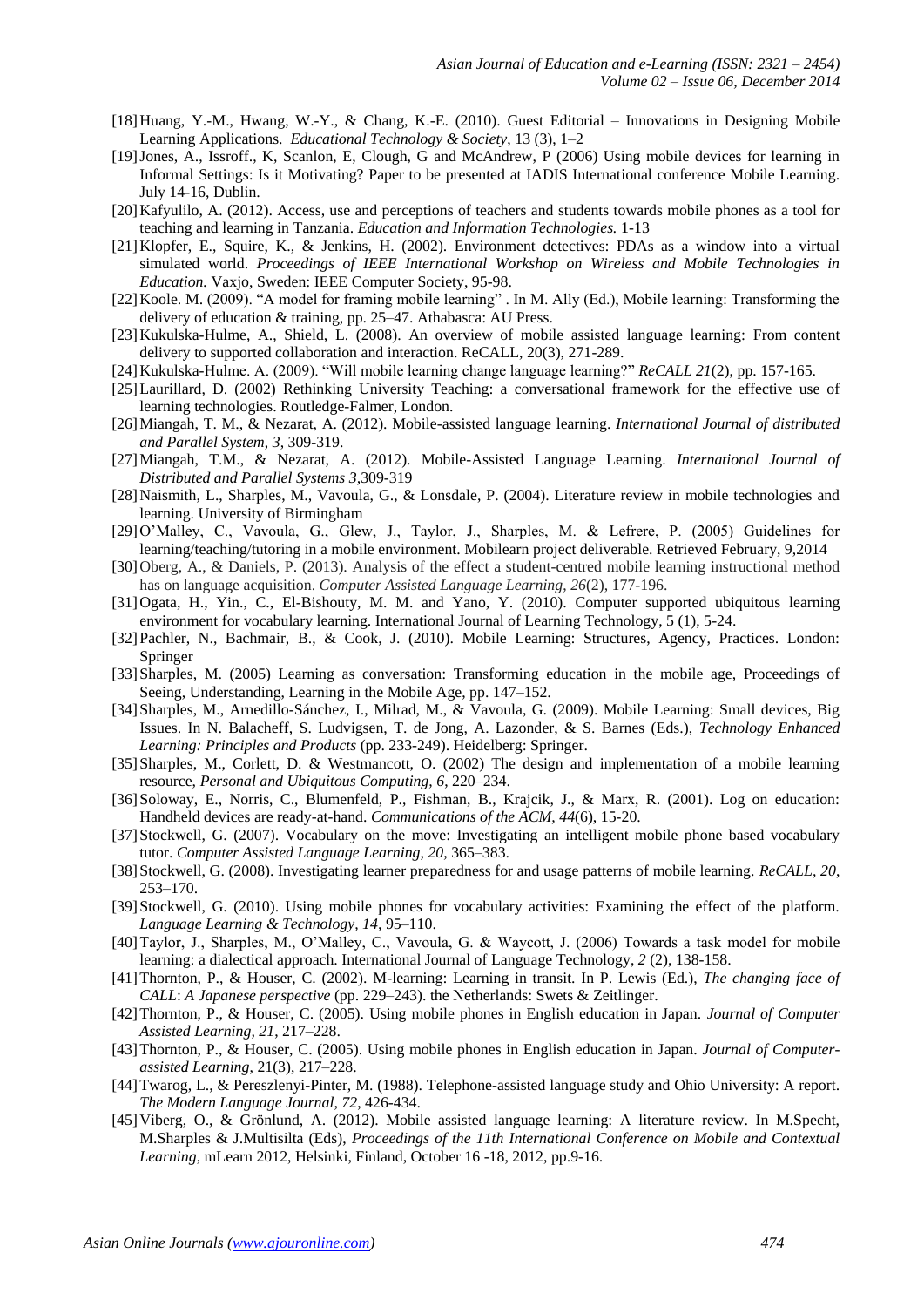[18] Huang, Y.-M., Hwang, W.-Y., & Chang, K.-E. (2010). Guest Editorial – Innovations in Designing Mobile Learning Applications. *Educational Technology & Society*, 13 (3), 1–2

[19] Jones, A., Issroff., K, Scanlon, E, Clough, G and McAndrew, P (2006) Using mobile devices for learning in Informal Settings: Is it Motivating? Paper to be presented at IADIS International conference Mobile Learning. July 14-16, Dublin.

[20] Kafyulilo, A. (2012). Access, use and perceptions of teachers and students towards mobile phones as a tool for teaching and learning in Tanzania. *Education and Information Technologies.* 1-13

[21] Klopfer, E., Squire, K., & Jenkins, H. (2002). Environment detectives: PDAs as a window into a virtual simulated world. *Proceedings of IEEE International Workshop on Wireless and Mobile Technologies in Education.* Vaxjo, Sweden: IEEE Computer Society, 95-98.

[22] Koole. M. (2009). "A model for framing mobile learning" . In M. Ally (Ed.), Mobile learning: Transforming the delivery of education & training, pp. 25–47. Athabasca: AU Press.

[23] Kukulska-Hulme, A., Shield, L. (2008). An overview of mobile assisted language learning: From content delivery to supported collaboration and interaction. ReCALL, 20(3), 271-289.

[24] Kukulska-Hulme. A. (2009). "Will mobile learning change language learning?" *ReCALL 21*(2), pp. 157-165.

[25] Laurillard, D. (2002) Rethinking University Teaching: a conversational framework for the effective use of learning technologies. Routledge-Falmer, London.

[26] Miangah, T. M., & Nezarat, A. (2012). Mobile-assisted language learning. *International Journal of distributed and Parallel System, 3*, 309-319.

[27] Miangah, T.M., & Nezarat, A. (2012). Mobile-Assisted Language Learning. *International Journal of Distributed and Parallel Systems 3*,309-319

[28] Naismith, L., Sharples, M., Vavoula, G., & Lonsdale, P. (2004). Literature review in mobile technologies and learning. University of Birmingham

[29] O'Malley, C., Vavoula, G., Glew, J., Taylor, J., Sharples, M. & Lefrere, P. (2005) Guidelines for learning/teaching/tutoring in a mobile environment. Mobilearn project deliverable. Retrieved February, 9,2014

[30] Oberg, A., & Daniels, P. (2013). Analysis of the effect a student-centred mobile learning instructional method has on language acquisition. *Computer Assisted Language Learning*, *26*(2), 177-196.

[31] Ogata, H., Yin., C., El-Bishouty, M. M. and Yano, Y. (2010). Computer supported ubiquitous learning environment for vocabulary learning. International Journal of Learning Technology, 5 (1), 5-24.

[32] Pachler, N., Bachmair, B., & Cook, J. (2010). Mobile Learning: Structures, Agency, Practices. London: Springer

[33] Sharples, M. (2005) Learning as conversation: Transforming education in the mobile age, Proceedings of Seeing, Understanding, Learning in the Mobile Age, pp. 147–152.

[34] Sharples, M., Arnedillo-Sánchez, I., Milrad, M., & Vavoula, G. (2009). Mobile Learning: Small devices, Big Issues. In N. Balacheff, S. Ludvigsen, T. de Jong, A. Lazonder, & S. Barnes (Eds.), *Technology Enhanced Learning: Principles and Products* (pp. 233-249). Heidelberg: Springer.

[35] Sharples, M., Corlett, D. & Westmancott, O. (2002) The design and implementation of a mobile learning resource, *Personal and Ubiquitous Computing, 6*, 220–234.

[36] Soloway, E., Norris, C., Blumenfeld, P., Fishman, B., Krajcik, J., & Marx, R. (2001). Log on education: Handheld devices are ready-at-hand. *Communications of the ACM, 44*(6), 15-20.

[37] Stockwell, G. (2007). Vocabulary on the move: Investigating an intelligent mobile phone based vocabulary tutor. *Computer Assisted Language Learning, 20*, 365–383.

[38] Stockwell, G. (2008). Investigating learner preparedness for and usage patterns of mobile learning. *ReCALL, 20*, 253–170.

[39] Stockwell, G. (2010). Using mobile phones for vocabulary activities: Examining the effect of the platform. *Language Learning & Technology, 14*, 95–110.

[40] Taylor, J., Sharples, M., O'Malley, C., Vavoula, G. & Waycott, J. (2006) Towards a task model for mobile learning: a dialectical approach. International Journal of Language Technology, *2* (2), 138-158.

[41] Thornton, P., & Houser, C. (2002). M-learning: Learning in transit. In P. Lewis (Ed.), *The changing face of CALL*: *A Japanese perspective* (pp. 229–243). the Netherlands: Swets & Zeitlinger.

[42] Thornton, P., & Houser, C. (2005). Using mobile phones in English education in Japan. *Journal of Computer Assisted Learning, 21*, 217–228.

[43] Thornton, P., & Houser, C. (2005). Using mobile phones in English education in Japan. *Journal of Computer-assisted Learning*, 21(3), 217–228.

[44] Twarog, L., & Pereszlenyi-Pinter, M. (1988). Telephone-assisted language study and Ohio University: A report. *The Modern Language Journal, 72*, 426-434.

[45] Viberg, O., & Grönlund, A. (2012). Mobile assisted language learning: A literature review. In M.Specht, M.Sharples & J.Multisilta (Eds), *Proceedings of the 11th International Conference on Mobile and Contextual Learning*, mLearn 2012, Helsinki, Finland, October 16 -18, 2012, pp.9-16.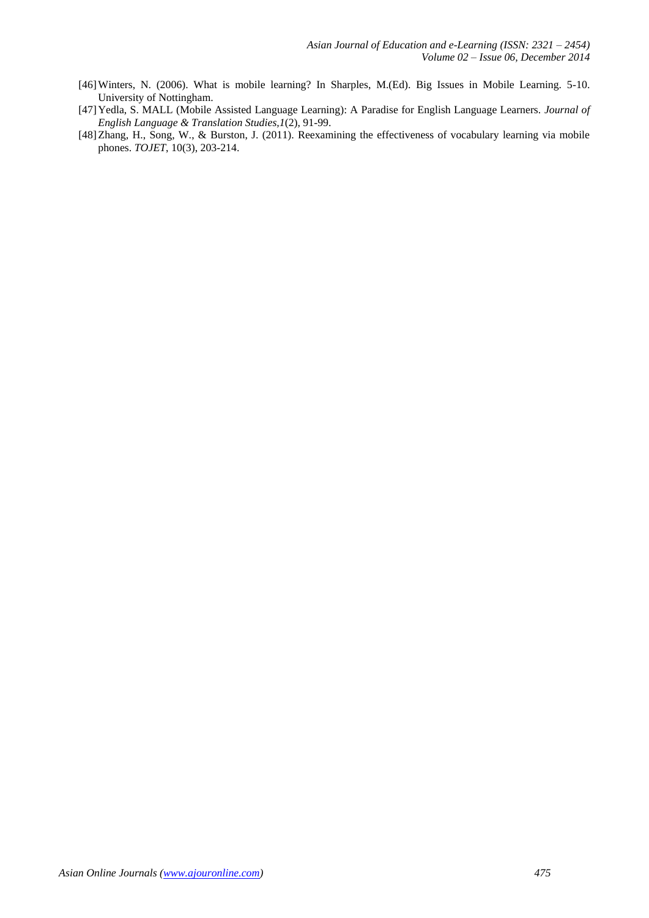[46] Winters, N. (2006). What is mobile learning? In Sharples, M.(Ed). Big Issues in Mobile Learning. 5-10. University of Nottingham.

[47] Yedla, S. MALL (Mobile Assisted Language Learning): A Paradise for English Language Learners. *Journal of English Language & Translation Studies,1*(2), 91-99.

[48] Zhang, H., Song, W., & Burston, J. (2011). Reexamining the effectiveness of vocabulary learning via mobile phones. *TOJET*, 10(3), 203-214.